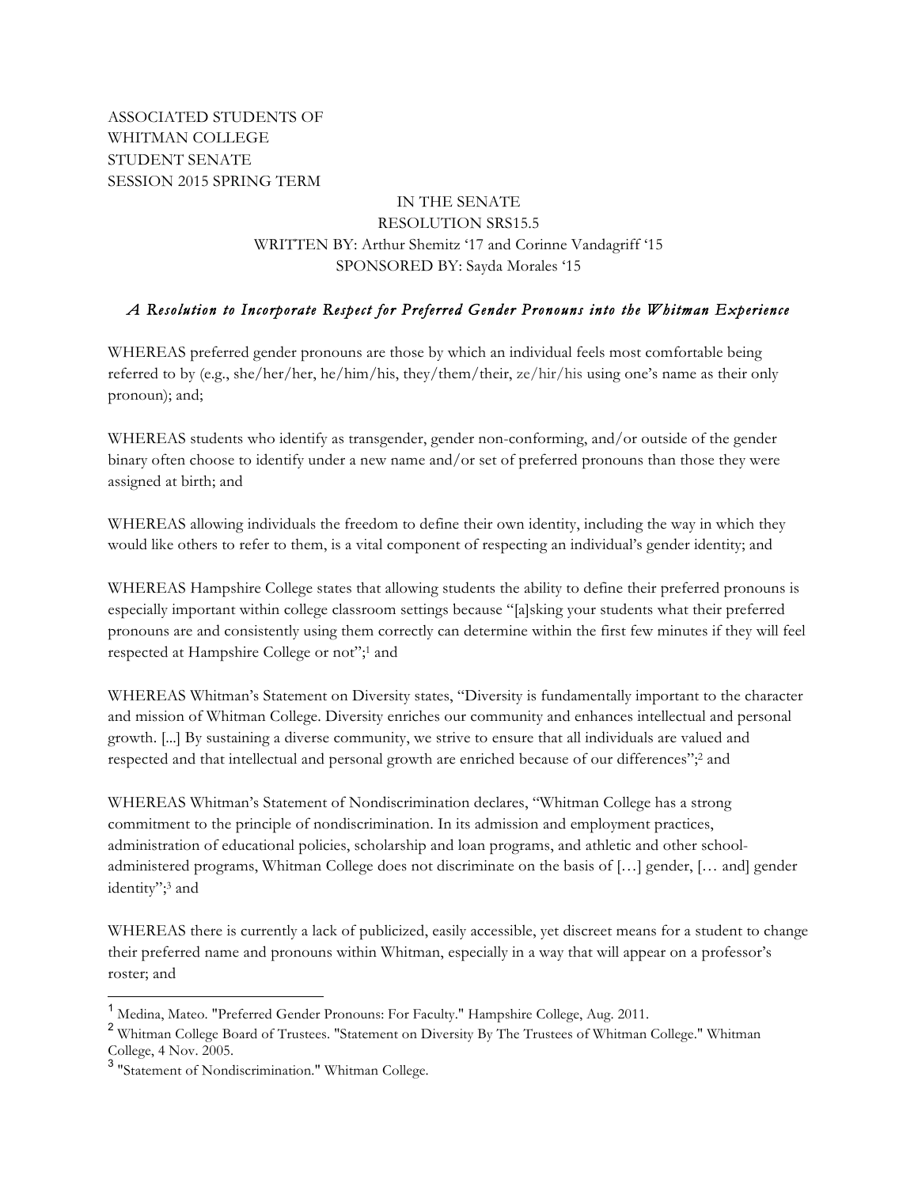ASSOCIATED STUDENTS OF
WHITMAN COLLEGE
STUDENT SENATE
SESSION 2015 SPRING TERM

IN THE SENATE
RESOLUTION SRS15.5
WRITTEN BY: Arthur Shemitz '17 and Corinne Vandagriff '15
SPONSORED BY: Sayda Morales '15

*A Resolution to Incorporate Respect for Preferred Gender Pronouns into the Whitman Experience*

WHEREAS preferred gender pronouns are those by which an individual feels most comfortable being referred to by (e.g., she/her/her, he/him/his, they/them/their, ze/hir/his using one's name as their only pronoun); and;

WHEREAS students who identify as transgender, gender non-conforming, and/or outside of the gender binary often choose to identify under a new name and/or set of preferred pronouns than those they were assigned at birth; and

WHEREAS allowing individuals the freedom to define their own identity, including the way in which they would like others to refer to them, is a vital component of respecting an individual's gender identity; and

WHEREAS Hampshire College states that allowing students the ability to define their preferred pronouns is especially important within college classroom settings because "[a]sking your students what their preferred pronouns are and consistently using them correctly can determine within the first few minutes if they will feel respected at Hampshire College or not";[1] and

WHEREAS Whitman's Statement on Diversity states, "Diversity is fundamentally important to the character and mission of Whitman College. Diversity enriches our community and enhances intellectual and personal growth. [...] By sustaining a diverse community, we strive to ensure that all individuals are valued and respected and that intellectual and personal growth are enriched because of our differences";[2] and

WHEREAS Whitman's Statement of Nondiscrimination declares, "Whitman College has a strong commitment to the principle of nondiscrimination. In its admission and employment practices, administration of educational policies, scholarship and loan programs, and athletic and other school-administered programs, Whitman College does not discriminate on the basis of […] gender, [… and] gender identity";[3] and

WHEREAS there is currently a lack of publicized, easily accessible, yet discreet means for a student to change their preferred name and pronouns within Whitman, especially in a way that will appear on a professor's roster; and

---

[1] Medina, Mateo. "Preferred Gender Pronouns: For Faculty." Hampshire College, Aug. 2011.

[2] Whitman College Board of Trustees. "Statement on Diversity By The Trustees of Whitman College." Whitman College, 4 Nov. 2005.

[3] "Statement of Nondiscrimination." Whitman College.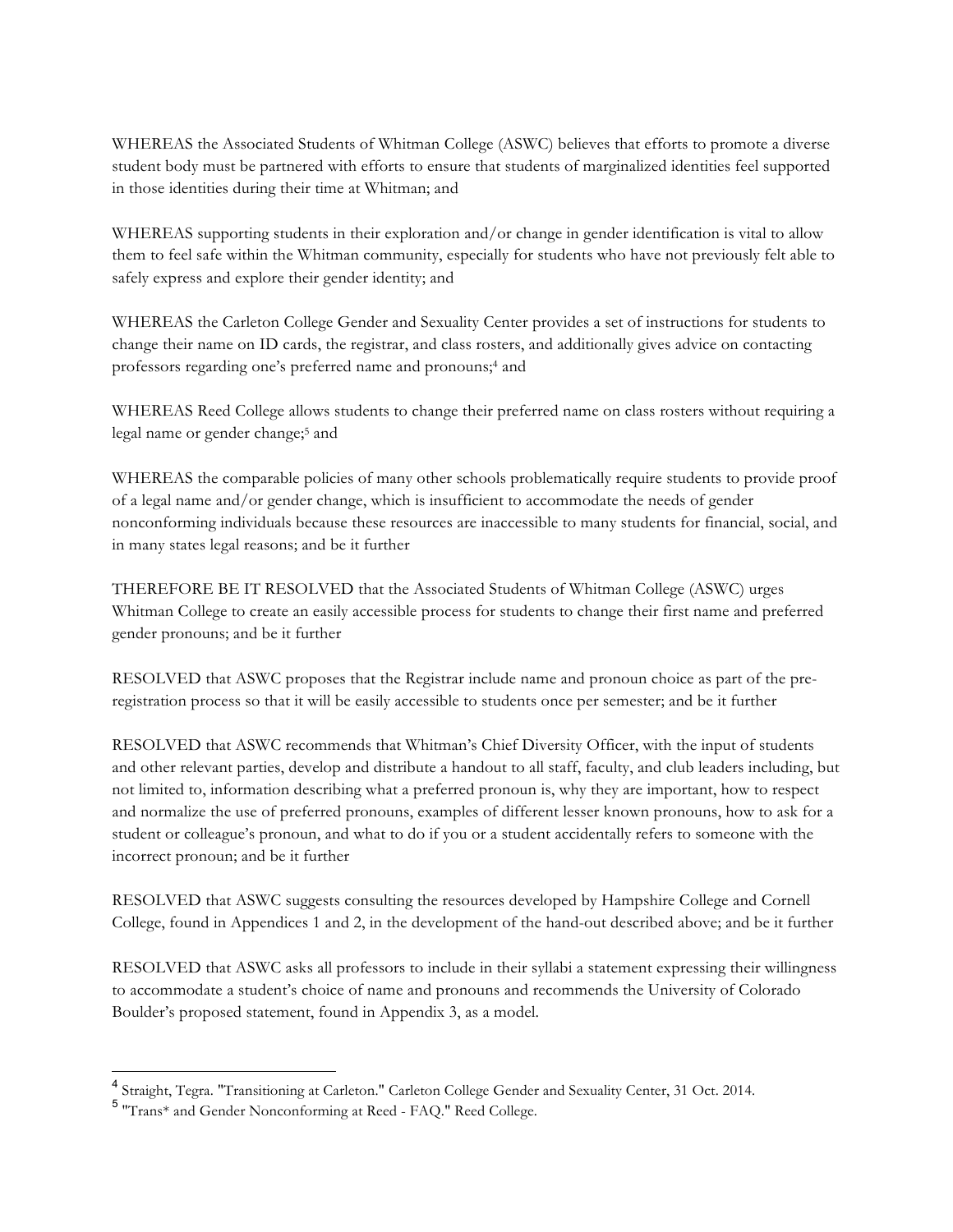WHEREAS the Associated Students of Whitman College (ASWC) believes that efforts to promote a diverse student body must be partnered with efforts to ensure that students of marginalized identities feel supported in those identities during their time at Whitman; and

WHEREAS supporting students in their exploration and/or change in gender identification is vital to allow them to feel safe within the Whitman community, especially for students who have not previously felt able to safely express and explore their gender identity; and

WHEREAS the Carleton College Gender and Sexuality Center provides a set of instructions for students to change their name on ID cards, the registrar, and class rosters, and additionally gives advice on contacting professors regarding one's preferred name and pronouns;[4] and

WHEREAS Reed College allows students to change their preferred name on class rosters without requiring a legal name or gender change;[5] and

WHEREAS the comparable policies of many other schools problematically require students to provide proof of a legal name and/or gender change, which is insufficient to accommodate the needs of gender nonconforming individuals because these resources are inaccessible to many students for financial, social, and in many states legal reasons; and be it further

THEREFORE BE IT RESOLVED that the Associated Students of Whitman College (ASWC) urges Whitman College to create an easily accessible process for students to change their first name and preferred gender pronouns; and be it further

RESOLVED that ASWC proposes that the Registrar include name and pronoun choice as part of the pre-registration process so that it will be easily accessible to students once per semester; and be it further

RESOLVED that ASWC recommends that Whitman's Chief Diversity Officer, with the input of students and other relevant parties, develop and distribute a handout to all staff, faculty, and club leaders including, but not limited to, information describing what a preferred pronoun is, why they are important, how to respect and normalize the use of preferred pronouns, examples of different lesser known pronouns, how to ask for a student or colleague's pronoun, and what to do if you or a student accidentally refers to someone with the incorrect pronoun; and be it further

RESOLVED that ASWC suggests consulting the resources developed by Hampshire College and Cornell College, found in Appendices 1 and 2, in the development of the hand-out described above; and be it further

RESOLVED that ASWC asks all professors to include in their syllabi a statement expressing their willingness to accommodate a student's choice of name and pronouns and recommends the University of Colorado Boulder's proposed statement, found in Appendix 3, as a model.

---

[4] Straight, Tegra. "Transitioning at Carleton." Carleton College Gender and Sexuality Center, 31 Oct. 2014.

[5] "Trans* and Gender Nonconforming at Reed - FAQ." Reed College.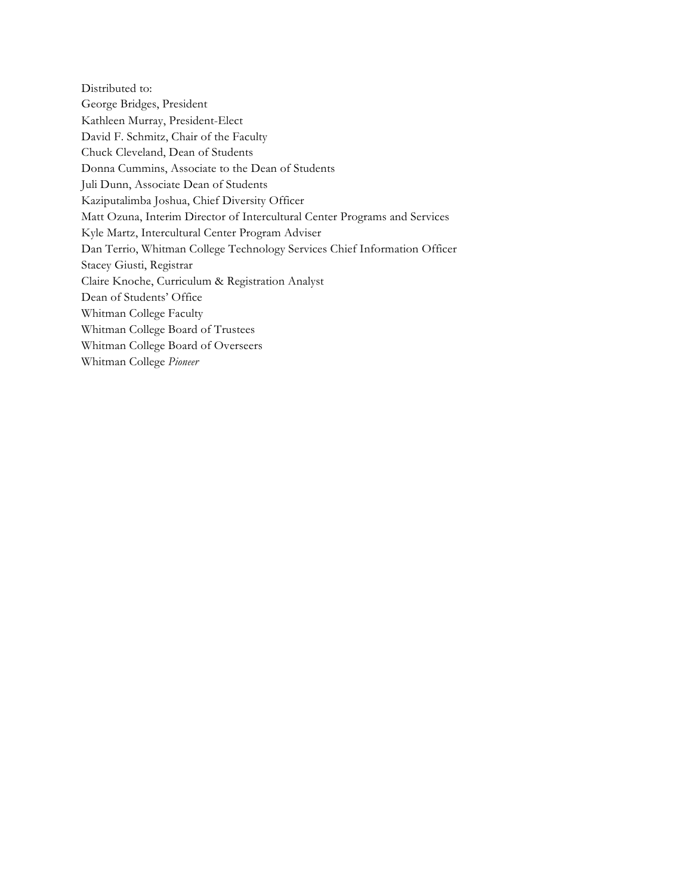Distributed to:
George Bridges, President
Kathleen Murray, President-Elect
David F. Schmitz, Chair of the Faculty
Chuck Cleveland, Dean of Students
Donna Cummins, Associate to the Dean of Students
Juli Dunn, Associate Dean of Students
Kaziputalimba Joshua, Chief Diversity Officer
Matt Ozuna, Interim Director of Intercultural Center Programs and Services
Kyle Martz, Intercultural Center Program Adviser
Dan Terrio, Whitman College Technology Services Chief Information Officer
Stacey Giusti, Registrar
Claire Knoche, Curriculum & Registration Analyst
Dean of Students' Office
Whitman College Faculty
Whitman College Board of Trustees
Whitman College Board of Overseers
Whitman College *Pioneer*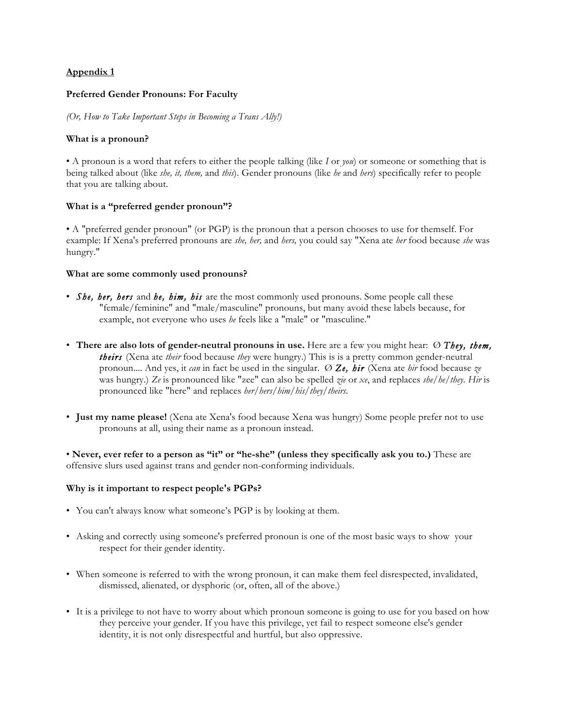**Appendix 1**

**Preferred Gender Pronouns: For Faculty**

*(Or, How to Take Important Steps in Becoming a Trans Ally!)*

**What is a pronoun?**

• A pronoun is a word that refers to either the people talking (like *I* or *you*) or someone or something that is being talked about (like *she, it, them,* and *this*). Gender pronouns (like *he* and *hers*) specifically refer to people that you are talking about.

**What is a "preferred gender pronoun"?**

• A "preferred gender pronoun" (or PGP) is the pronoun that a person chooses to use for themself. For example: If Xena's preferred pronouns are *she, her,* and *hers,* you could say "Xena ate *her* food because *she* was hungry."

**What are some commonly used pronouns?**

- ***She, her, hers*** and ***he, him, his*** are the most commonly used pronouns. Some people call these "female/feminine" and "male/masculine" pronouns, but many avoid these labels because, for example, not everyone who uses *he* feels like a "male" or "masculine."

- **There are also lots of gender-neutral pronouns in use.** Here are a few you might hear: Ø ***They, them, theirs*** (Xena ate *their* food because *they* were hungry.) This is is a pretty common gender-neutral pronoun.... And yes, it *can* in fact be used in the singular. Ø ***Ze, hir*** (Xena ate *hir* food because *ze* was hungry.) *Ze* is pronounced like "zee" can also be spelled *zie* or *xe*, and replaces *she/he/they*. *Hir* is pronounced like "here" and replaces *her/hers/him/his/they/theirs*.

- **Just my name please!** (Xena ate Xena's food because Xena was hungry) Some people prefer not to use pronouns at all, using their name as a pronoun instead.

• **Never, ever refer to a person as "it" or "he-she" (unless they specifically ask you to.)** These are offensive slurs used against trans and gender non-conforming individuals.

**Why is it important to respect people's PGPs?**

- You can't always know what someone's PGP is by looking at them.

- Asking and correctly using someone's preferred pronoun is one of the most basic ways to show your respect for their gender identity.

- When someone is referred to with the wrong pronoun, it can make them feel disrespected, invalidated, dismissed, alienated, or dysphoric (or, often, all of the above.)

- It is a privilege to not have to worry about which pronoun someone is going to use for you based on how they perceive your gender. If you have this privilege, yet fail to respect someone else's gender identity, it is not only disrespectful and hurtful, but also oppressive.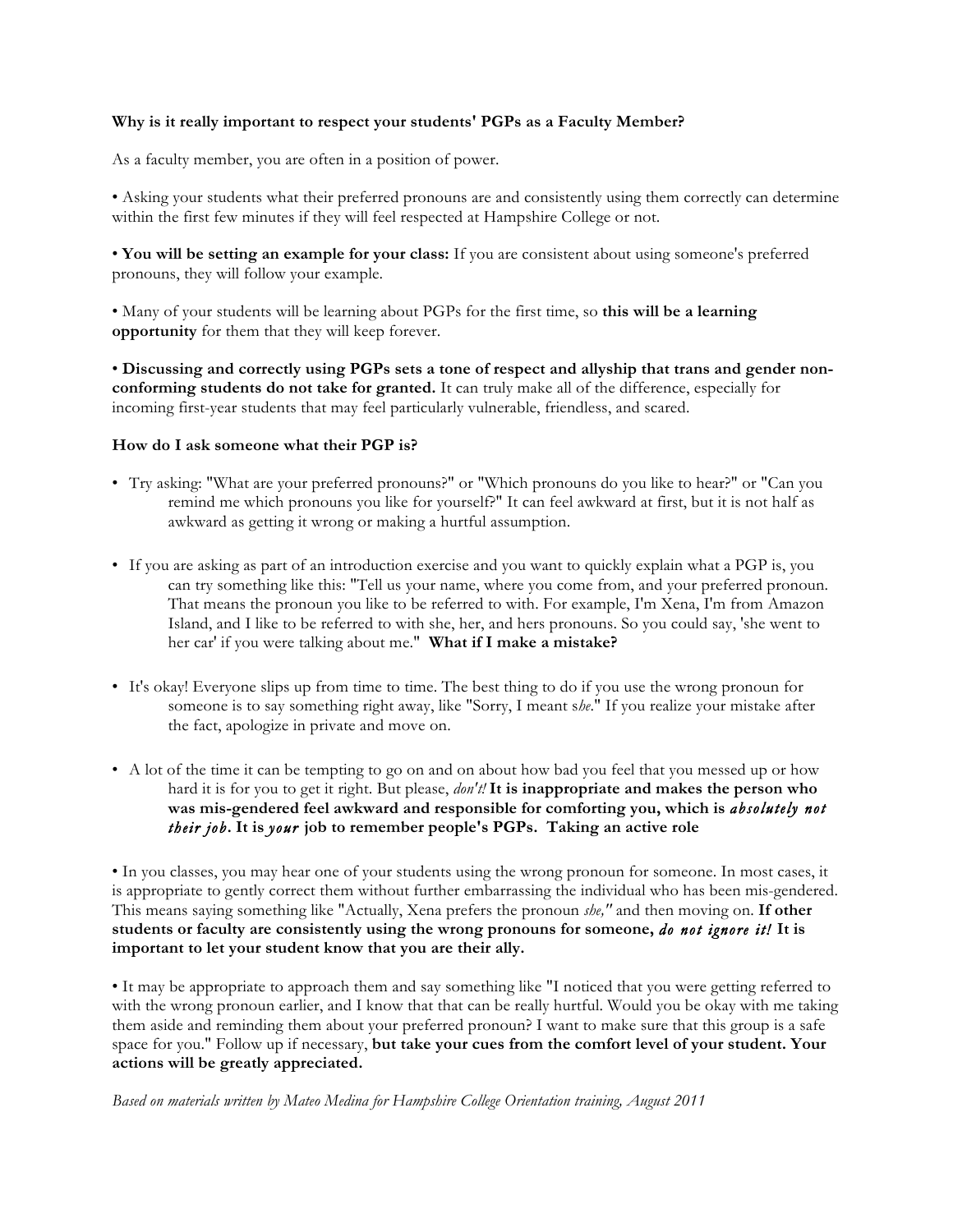**Why is it really important to respect your students' PGPs as a Faculty Member?**

As a faculty member, you are often in a position of power.

• Asking your students what their preferred pronouns are and consistently using them correctly can determine within the first few minutes if they will feel respected at Hampshire College or not.

• **You will be setting an example for your class:** If you are consistent about using someone's preferred pronouns, they will follow your example.

• Many of your students will be learning about PGPs for the first time, so **this will be a learning opportunity** for them that they will keep forever.

• **Discussing and correctly using PGPs sets a tone of respect and allyship that trans and gender non-conforming students do not take for granted.** It can truly make all of the difference, especially for incoming first-year students that may feel particularly vulnerable, friendless, and scared.

**How do I ask someone what their PGP is?**

- Try asking: "What are your preferred pronouns?" or "Which pronouns do you like to hear?" or "Can you remind me which pronouns you like for yourself?" It can feel awkward at first, but it is not half as awkward as getting it wrong or making a hurtful assumption.

- If you are asking as part of an introduction exercise and you want to quickly explain what a PGP is, you can try something like this: "Tell us your name, where you come from, and your preferred pronoun. That means the pronoun you like to be referred to with. For example, I'm Xena, I'm from Amazon Island, and I like to be referred to with she, her, and hers pronouns. So you could say, 'she went to her car' if you were talking about me." **What if I make a mistake?**

- It's okay! Everyone slips up from time to time. The best thing to do if you use the wrong pronoun for someone is to say something right away, like "Sorry, I meant s*he*." If you realize your mistake after the fact, apologize in private and move on.

- A lot of the time it can be tempting to go on and on about how bad you feel that you messed up or how hard it is for you to get it right. But please, *don't!* **It is inappropriate and makes the person who was mis-gendered feel awkward and responsible for comforting you, which is *absolutely not their job*. It is *your* job to remember people's PGPs. Taking an active role**

• In you classes, you may hear one of your students using the wrong pronoun for someone. In most cases, it is appropriate to gently correct them without further embarrassing the individual who has been mis-gendered. This means saying something like "Actually, Xena prefers the pronoun *she,"* and then moving on. **If other students or faculty are consistently using the wrong pronouns for someone, *do not ignore it!* It is important to let your student know that you are their ally.**

• It may be appropriate to approach them and say something like "I noticed that you were getting referred to with the wrong pronoun earlier, and I know that that can be really hurtful. Would you be okay with me taking them aside and reminding them about your preferred pronoun? I want to make sure that this group is a safe space for you." Follow up if necessary, **but take your cues from the comfort level of your student. Your actions will be greatly appreciated.**

*Based on materials written by Mateo Medina for Hampshire College Orientation training, August 2011*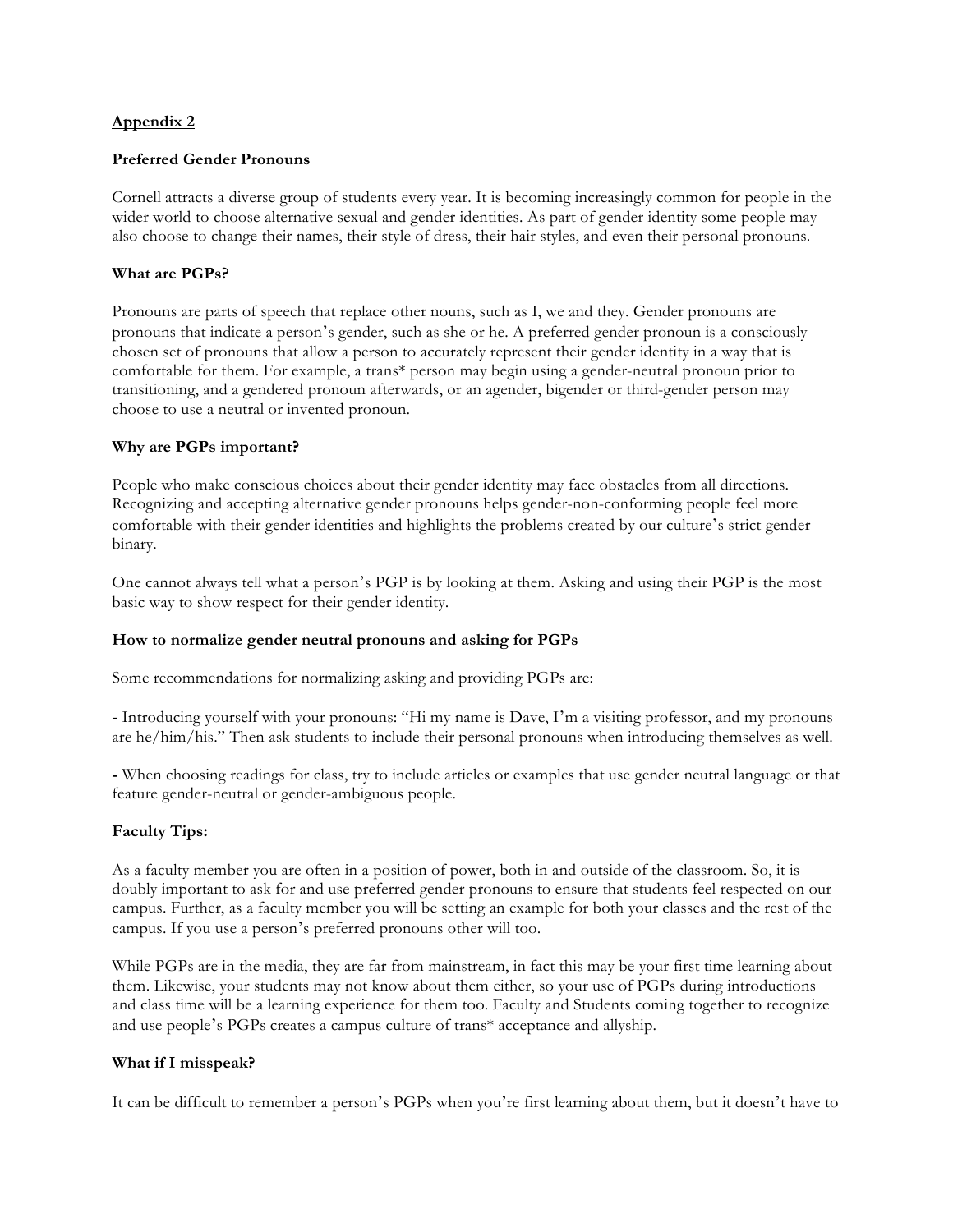## Appendix 2

**Preferred Gender Pronouns**

Cornell attracts a diverse group of students every year. It is becoming increasingly common for people in the wider world to choose alternative sexual and gender identities. As part of gender identity some people may also choose to change their names, their style of dress, their hair styles, and even their personal pronouns.

**What are PGPs?**

Pronouns are parts of speech that replace other nouns, such as I, we and they. Gender pronouns are pronouns that indicate a person's gender, such as she or he. A preferred gender pronoun is a consciously chosen set of pronouns that allow a person to accurately represent their gender identity in a way that is comfortable for them. For example, a trans* person may begin using a gender-neutral pronoun prior to transitioning, and a gendered pronoun afterwards, or an agender, bigender or third-gender person may choose to use a neutral or invented pronoun.

**Why are PGPs important?**

People who make conscious choices about their gender identity may face obstacles from all directions. Recognizing and accepting alternative gender pronouns helps gender-non-conforming people feel more comfortable with their gender identities and highlights the problems created by our culture's strict gender binary.

One cannot always tell what a person's PGP is by looking at them. Asking and using their PGP is the most basic way to show respect for their gender identity.

**How to normalize gender neutral pronouns and asking for PGPs**

Some recommendations for normalizing asking and providing PGPs are:

- Introducing yourself with your pronouns: "Hi my name is Dave, I'm a visiting professor, and my pronouns are he/him/his." Then ask students to include their personal pronouns when introducing themselves as well.

- When choosing readings for class, try to include articles or examples that use gender neutral language or that feature gender-neutral or gender-ambiguous people.

**Faculty Tips:**

As a faculty member you are often in a position of power, both in and outside of the classroom. So, it is doubly important to ask for and use preferred gender pronouns to ensure that students feel respected on our campus. Further, as a faculty member you will be setting an example for both your classes and the rest of the campus. If you use a person's preferred pronouns other will too.

While PGPs are in the media, they are far from mainstream, in fact this may be your first time learning about them. Likewise, your students may not know about them either, so your use of PGPs during introductions and class time will be a learning experience for them too. Faculty and Students coming together to recognize and use people's PGPs creates a campus culture of trans* acceptance and allyship.

**What if I misspeak?**

It can be difficult to remember a person's PGPs when you're first learning about them, but it doesn't have to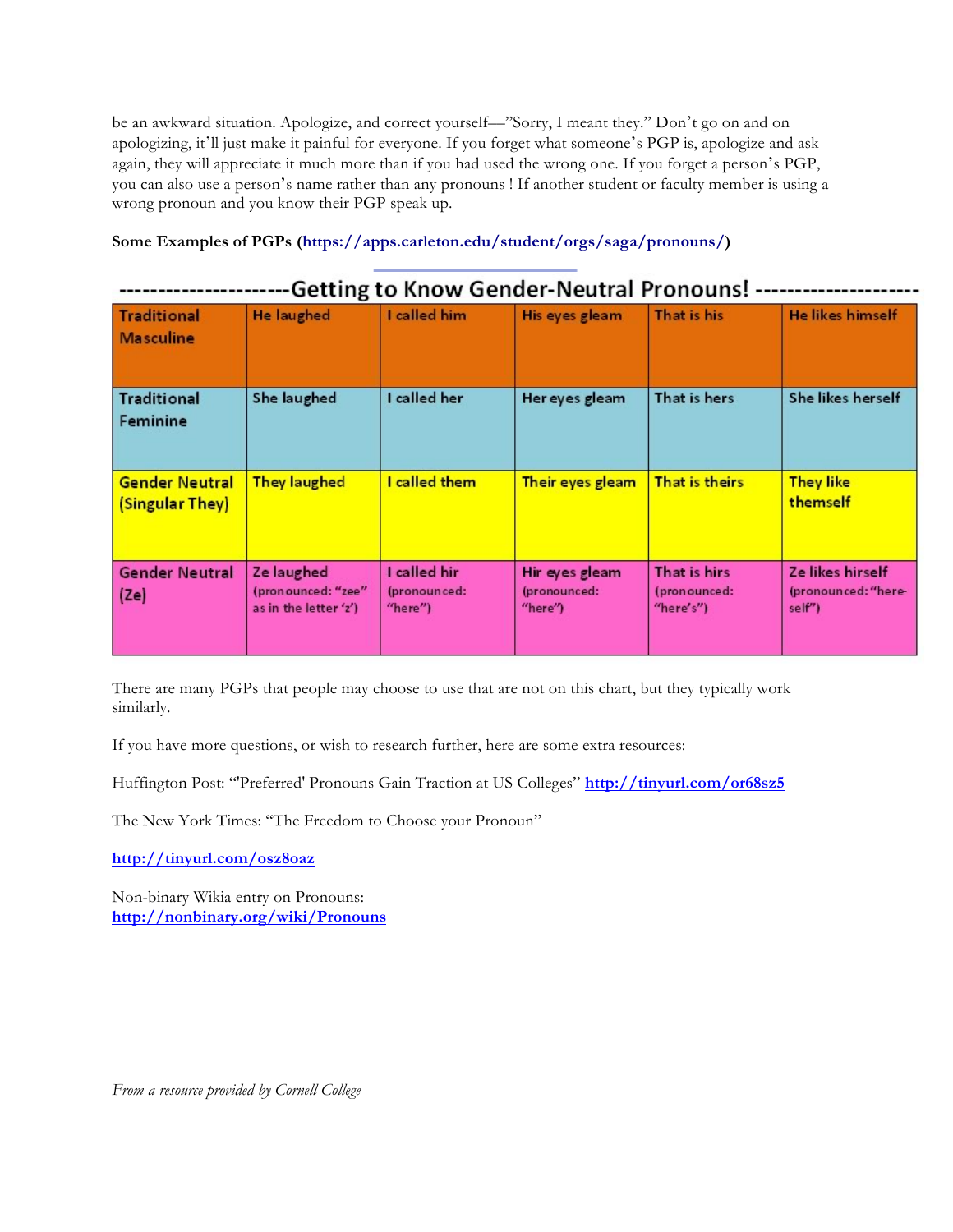be an awkward situation. Apologize, and correct yourself—"Sorry, I meant they." Don't go on and on apologizing, it'll just make it painful for everyone. If you forget what someone's PGP is, apologize and ask again, they will appreciate it much more than if you had used the wrong one. If you forget a person's PGP, you can also use a person's name rather than any pronouns ! If another student or faculty member is using a wrong pronoun and you know their PGP speak up.

**Some Examples of PGPs (https://apps.carleton.edu/student/orgs/saga/pronouns/)**

**---------------------Getting to Know Gender-Neutral Pronouns! ---------------------**

| | | | | | |
|---|---|---|---|---|---|
| Traditional Masculine | He laughed | I called him | His eyes gleam | That is his | He likes himself |
| Traditional Feminine | She laughed | I called her | Her eyes gleam | That is hers | She likes herself |
| Gender Neutral (Singular They) | They laughed | I called them | Their eyes gleam | That is theirs | They like themself |
| Gender Neutral (Ze) | Ze laughed (pronounced: "zee" as in the letter 'z') | I called hir (pronounced: "here") | Hir eyes gleam (pronounced: "here") | That is hirs (pronounced: "here's") | Ze likes hirself (pronounced: "here-self") |

There are many PGPs that people may choose to use that are not on this chart, but they typically work similarly.

If you have more questions, or wish to research further, here are some extra resources:

Huffington Post: "'Preferred' Pronouns Gain Traction at US Colleges" http://tinyurl.com/or68sz5

The New York Times: "The Freedom to Choose your Pronoun"

http://tinyurl.com/osz8oaz

Non-binary Wikia entry on Pronouns:
http://nonbinary.org/wiki/Pronouns

*From a resource provided by Cornell College*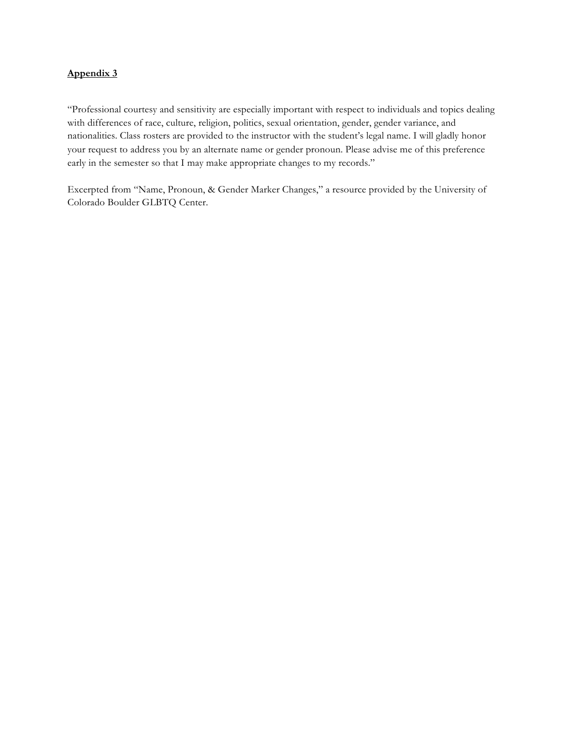**Appendix 3**

"Professional courtesy and sensitivity are especially important with respect to individuals and topics dealing with differences of race, culture, religion, politics, sexual orientation, gender, gender variance, and nationalities. Class rosters are provided to the instructor with the student's legal name. I will gladly honor your request to address you by an alternate name or gender pronoun. Please advise me of this preference early in the semester so that I may make appropriate changes to my records."

Excerpted from "Name, Pronoun, & Gender Marker Changes," a resource provided by the University of Colorado Boulder GLBTQ Center.